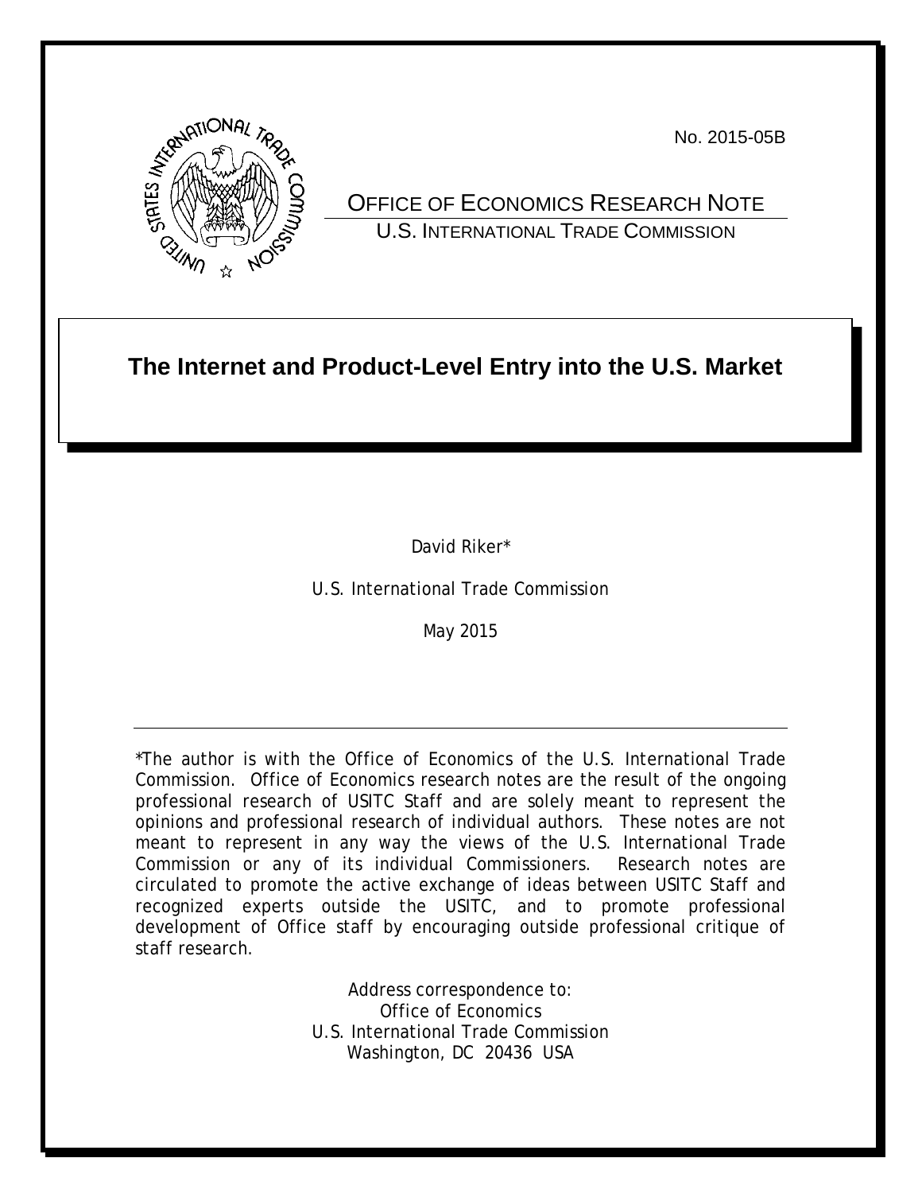No. 2015-05B

OFFICE OF ECONOMICS RESEARCH NOTE

U.S. INTERNATIONAL TRADE COMMISSION

# The Internet and Product-Level Entry into the U.S. Market

David Riker*

U.S. International Trade Commission

May 2015

---

*The author is with the Office of Economics of the U.S. International Trade Commission. Office of Economics research notes are the result of the ongoing professional research of USITC Staff and are solely meant to represent the opinions and professional research of individual authors. These notes are not meant to represent in any way the views of the U.S. International Trade Commission or any of its individual Commissioners. Research notes are circulated to promote the active exchange of ideas between USITC Staff and recognized experts outside the USITC, and to promote professional development of Office staff by encouraging outside professional critique of staff research.

Address correspondence to:
Office of Economics
U.S. International Trade Commission
Washington, DC 20436 USA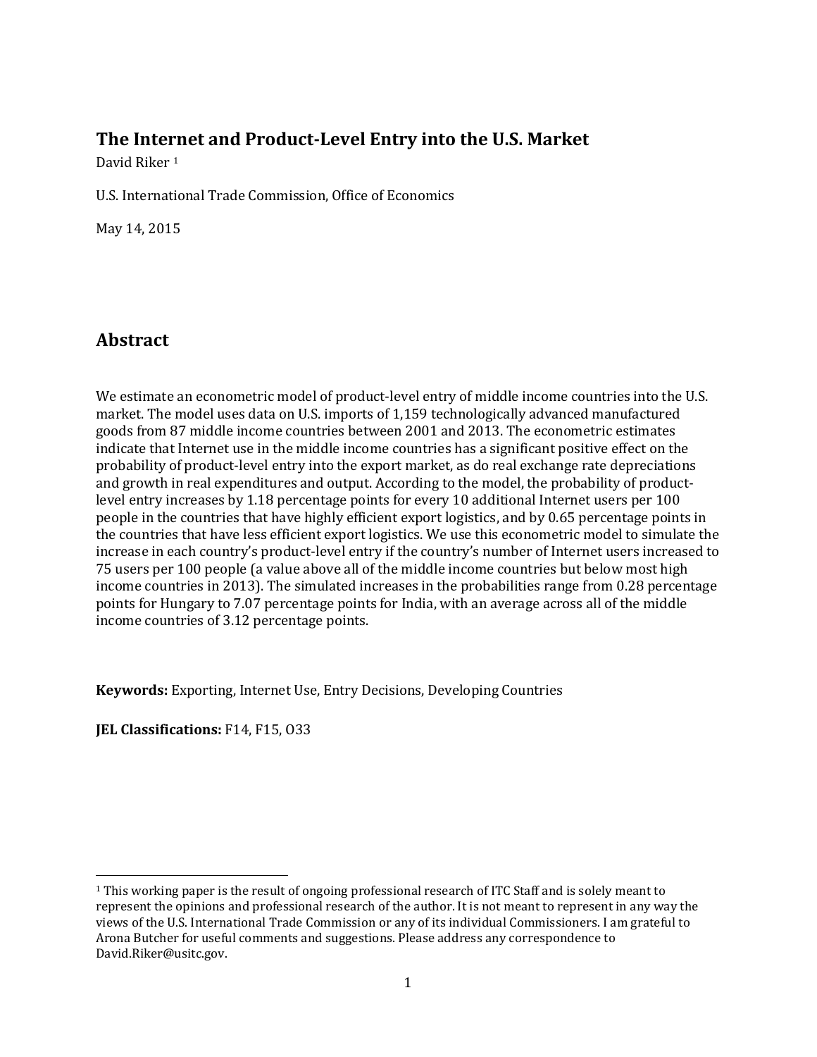# The Internet and Product-Level Entry into the U.S. Market

David Riker [1]

U.S. International Trade Commission, Office of Economics

May 14, 2015

## Abstract

We estimate an econometric model of product-level entry of middle income countries into the U.S. market. The model uses data on U.S. imports of 1,159 technologically advanced manufactured goods from 87 middle income countries between 2001 and 2013. The econometric estimates indicate that Internet use in the middle income countries has a significant positive effect on the probability of product-level entry into the export market, as do real exchange rate depreciations and growth in real expenditures and output. According to the model, the probability of product-level entry increases by 1.18 percentage points for every 10 additional Internet users per 100 people in the countries that have highly efficient export logistics, and by 0.65 percentage points in the countries that have less efficient export logistics. We use this econometric model to simulate the increase in each country's product-level entry if the country's number of Internet users increased to 75 users per 100 people (a value above all of the middle income countries but below most high income countries in 2013). The simulated increases in the probabilities range from 0.28 percentage points for Hungary to 7.07 percentage points for India, with an average across all of the middle income countries of 3.12 percentage points.

**Keywords:** Exporting, Internet Use, Entry Decisions, Developing Countries

**JEL Classifications:** F14, F15, O33

[1] This working paper is the result of ongoing professional research of ITC Staff and is solely meant to represent the opinions and professional research of the author. It is not meant to represent in any way the views of the U.S. International Trade Commission or any of its individual Commissioners. I am grateful to Arona Butcher for useful comments and suggestions. Please address any correspondence to David.Riker@usitc.gov.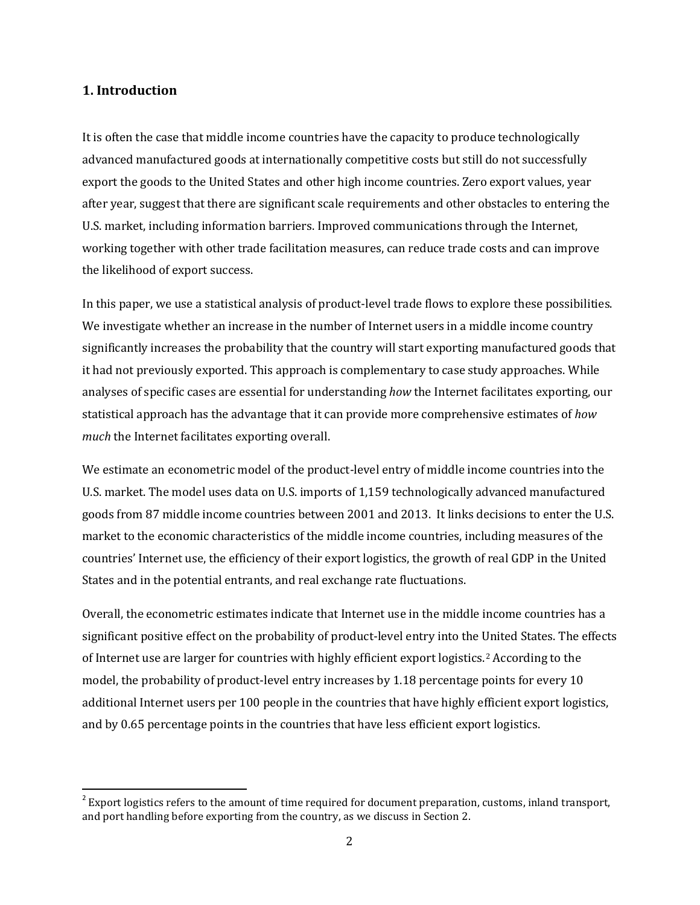## 1. Introduction

It is often the case that middle income countries have the capacity to produce technologically advanced manufactured goods at internationally competitive costs but still do not successfully export the goods to the United States and other high income countries. Zero export values, year after year, suggest that there are significant scale requirements and other obstacles to entering the U.S. market, including information barriers. Improved communications through the Internet, working together with other trade facilitation measures, can reduce trade costs and can improve the likelihood of export success.

In this paper, we use a statistical analysis of product-level trade flows to explore these possibilities. We investigate whether an increase in the number of Internet users in a middle income country significantly increases the probability that the country will start exporting manufactured goods that it had not previously exported. This approach is complementary to case study approaches. While analyses of specific cases are essential for understanding *how* the Internet facilitates exporting, our statistical approach has the advantage that it can provide more comprehensive estimates of *how much* the Internet facilitates exporting overall.

We estimate an econometric model of the product-level entry of middle income countries into the U.S. market. The model uses data on U.S. imports of 1,159 technologically advanced manufactured goods from 87 middle income countries between 2001 and 2013. It links decisions to enter the U.S. market to the economic characteristics of the middle income countries, including measures of the countries' Internet use, the efficiency of their export logistics, the growth of real GDP in the United States and in the potential entrants, and real exchange rate fluctuations.

Overall, the econometric estimates indicate that Internet use in the middle income countries has a significant positive effect on the probability of product-level entry into the United States. The effects of Internet use are larger for countries with highly efficient export logistics.[2] According to the model, the probability of product-level entry increases by 1.18 percentage points for every 10 additional Internet users per 100 people in the countries that have highly efficient export logistics, and by 0.65 percentage points in the countries that have less efficient export logistics.

[2] Export logistics refers to the amount of time required for document preparation, customs, inland transport, and port handling before exporting from the country, as we discuss in Section 2.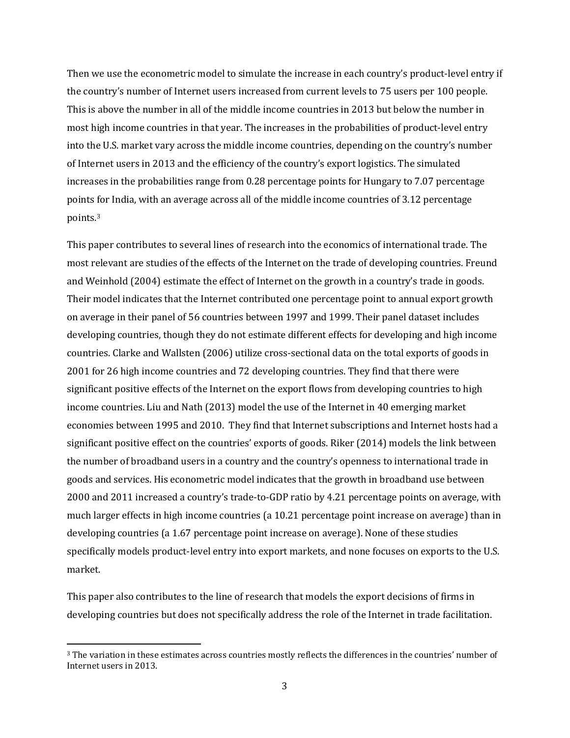Then we use the econometric model to simulate the increase in each country's product-level entry if the country's number of Internet users increased from current levels to 75 users per 100 people. This is above the number in all of the middle income countries in 2013 but below the number in most high income countries in that year. The increases in the probabilities of product-level entry into the U.S. market vary across the middle income countries, depending on the country's number of Internet users in 2013 and the efficiency of the country's export logistics. The simulated increases in the probabilities range from 0.28 percentage points for Hungary to 7.07 percentage points for India, with an average across all of the middle income countries of 3.12 percentage points.[3]

This paper contributes to several lines of research into the economics of international trade. The most relevant are studies of the effects of the Internet on the trade of developing countries. Freund and Weinhold (2004) estimate the effect of Internet on the growth in a country's trade in goods. Their model indicates that the Internet contributed one percentage point to annual export growth on average in their panel of 56 countries between 1997 and 1999. Their panel dataset includes developing countries, though they do not estimate different effects for developing and high income countries. Clarke and Wallsten (2006) utilize cross-sectional data on the total exports of goods in 2001 for 26 high income countries and 72 developing countries. They find that there were significant positive effects of the Internet on the export flows from developing countries to high income countries. Liu and Nath (2013) model the use of the Internet in 40 emerging market economies between 1995 and 2010. They find that Internet subscriptions and Internet hosts had a significant positive effect on the countries' exports of goods. Riker (2014) models the link between the number of broadband users in a country and the country's openness to international trade in goods and services. His econometric model indicates that the growth in broadband use between 2000 and 2011 increased a country's trade-to-GDP ratio by 4.21 percentage points on average, with much larger effects in high income countries (a 10.21 percentage point increase on average) than in developing countries (a 1.67 percentage point increase on average). None of these studies specifically models product-level entry into export markets, and none focuses on exports to the U.S. market.

This paper also contributes to the line of research that models the export decisions of firms in developing countries but does not specifically address the role of the Internet in trade facilitation.

[3] The variation in these estimates across countries mostly reflects the differences in the countries' number of Internet users in 2013.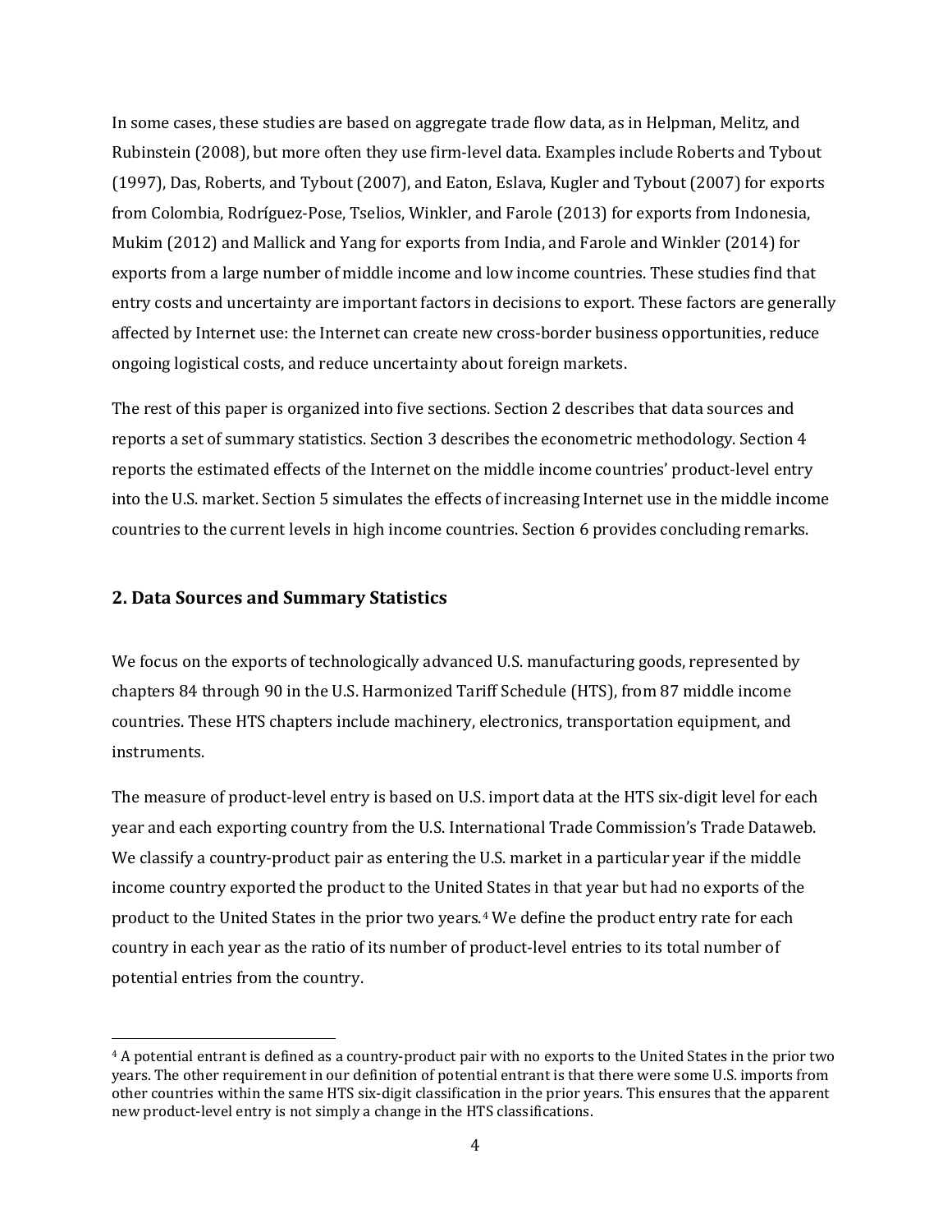In some cases, these studies are based on aggregate trade flow data, as in Helpman, Melitz, and Rubinstein (2008), but more often they use firm-level data. Examples include Roberts and Tybout (1997), Das, Roberts, and Tybout (2007), and Eaton, Eslava, Kugler and Tybout (2007) for exports from Colombia, Rodríguez-Pose, Tselios, Winkler, and Farole (2013) for exports from Indonesia, Mukim (2012) and Mallick and Yang for exports from India, and Farole and Winkler (2014) for exports from a large number of middle income and low income countries. These studies find that entry costs and uncertainty are important factors in decisions to export. These factors are generally affected by Internet use: the Internet can create new cross-border business opportunities, reduce ongoing logistical costs, and reduce uncertainty about foreign markets.

The rest of this paper is organized into five sections. Section 2 describes that data sources and reports a set of summary statistics. Section 3 describes the econometric methodology. Section 4 reports the estimated effects of the Internet on the middle income countries' product-level entry into the U.S. market. Section 5 simulates the effects of increasing Internet use in the middle income countries to the current levels in high income countries. Section 6 provides concluding remarks.

## 2. Data Sources and Summary Statistics

We focus on the exports of technologically advanced U.S. manufacturing goods, represented by chapters 84 through 90 in the U.S. Harmonized Tariff Schedule (HTS), from 87 middle income countries. These HTS chapters include machinery, electronics, transportation equipment, and instruments.

The measure of product-level entry is based on U.S. import data at the HTS six-digit level for each year and each exporting country from the U.S. International Trade Commission's Trade Dataweb. We classify a country-product pair as entering the U.S. market in a particular year if the middle income country exported the product to the United States in that year but had no exports of the product to the United States in the prior two years.[4] We define the product entry rate for each country in each year as the ratio of its number of product-level entries to its total number of potential entries from the country.

[4] A potential entrant is defined as a country-product pair with no exports to the United States in the prior two years. The other requirement in our definition of potential entrant is that there were some U.S. imports from other countries within the same HTS six-digit classification in the prior years. This ensures that the apparent new product-level entry is not simply a change in the HTS classifications.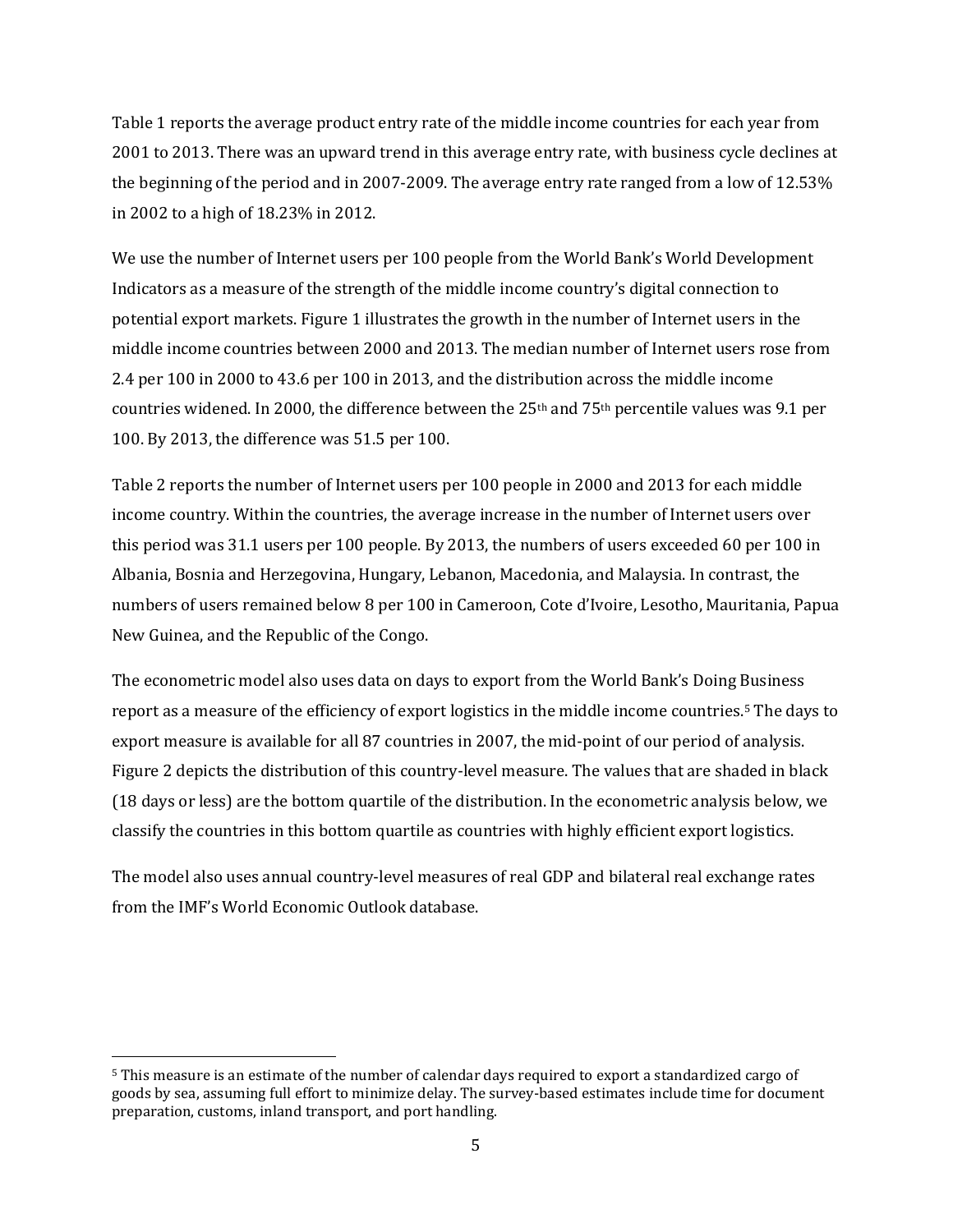Table 1 reports the average product entry rate of the middle income countries for each year from 2001 to 2013. There was an upward trend in this average entry rate, with business cycle declines at the beginning of the period and in 2007-2009. The average entry rate ranged from a low of 12.53% in 2002 to a high of 18.23% in 2012.

We use the number of Internet users per 100 people from the World Bank's World Development Indicators as a measure of the strength of the middle income country's digital connection to potential export markets. Figure 1 illustrates the growth in the number of Internet users in the middle income countries between 2000 and 2013. The median number of Internet users rose from 2.4 per 100 in 2000 to 43.6 per 100 in 2013, and the distribution across the middle income countries widened. In 2000, the difference between the 25th and 75th percentile values was 9.1 per 100. By 2013, the difference was 51.5 per 100.

Table 2 reports the number of Internet users per 100 people in 2000 and 2013 for each middle income country. Within the countries, the average increase in the number of Internet users over this period was 31.1 users per 100 people. By 2013, the numbers of users exceeded 60 per 100 in Albania, Bosnia and Herzegovina, Hungary, Lebanon, Macedonia, and Malaysia. In contrast, the numbers of users remained below 8 per 100 in Cameroon, Cote d'Ivoire, Lesotho, Mauritania, Papua New Guinea, and the Republic of the Congo.

The econometric model also uses data on days to export from the World Bank's Doing Business report as a measure of the efficiency of export logistics in the middle income countries.[5] The days to export measure is available for all 87 countries in 2007, the mid-point of our period of analysis. Figure 2 depicts the distribution of this country-level measure. The values that are shaded in black (18 days or less) are the bottom quartile of the distribution. In the econometric analysis below, we classify the countries in this bottom quartile as countries with highly efficient export logistics.

The model also uses annual country-level measures of real GDP and bilateral real exchange rates from the IMF's World Economic Outlook database.

[5] This measure is an estimate of the number of calendar days required to export a standardized cargo of goods by sea, assuming full effort to minimize delay. The survey-based estimates include time for document preparation, customs, inland transport, and port handling.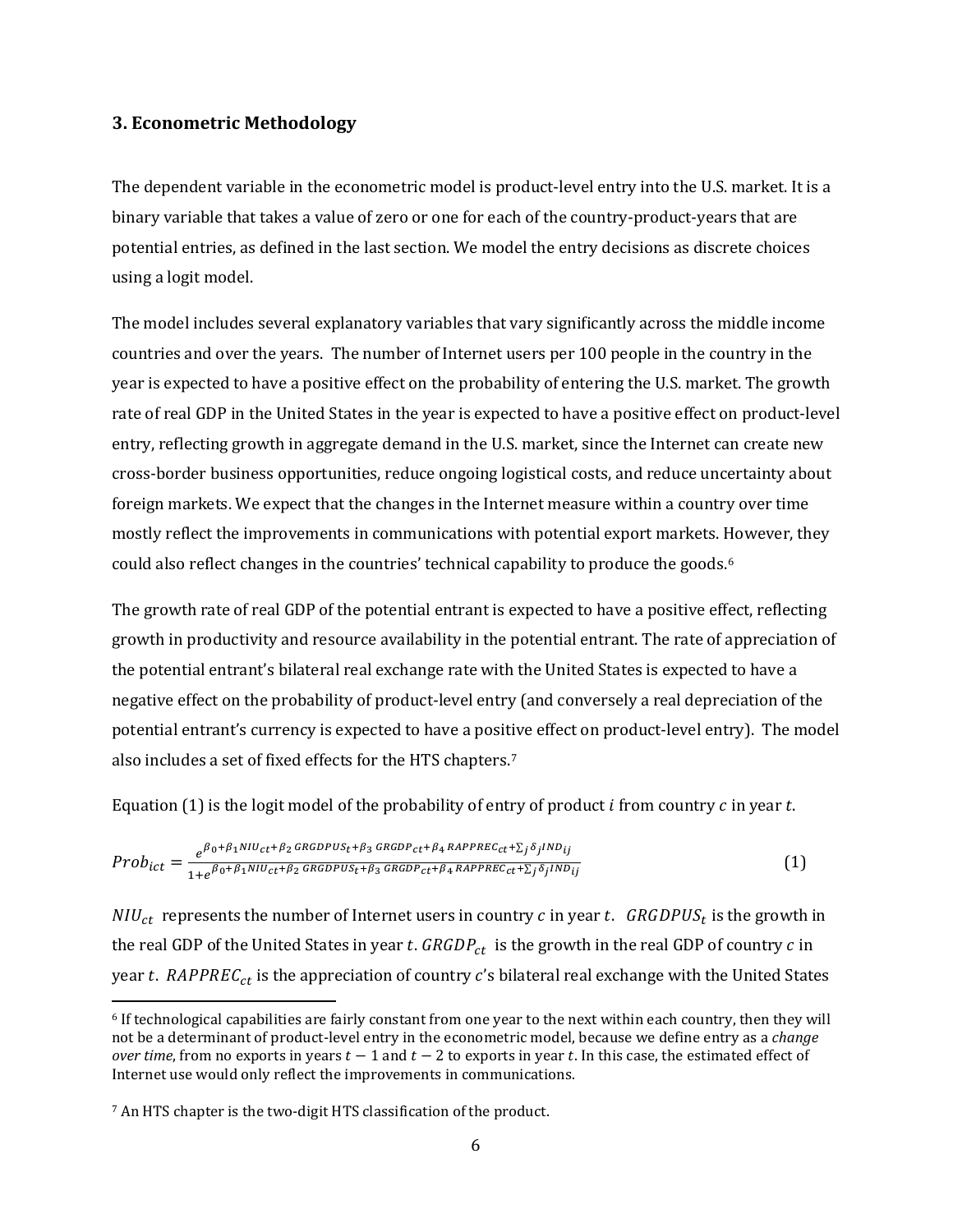### 3. Econometric Methodology

The dependent variable in the econometric model is product-level entry into the U.S. market. It is a binary variable that takes a value of zero or one for each of the country-product-years that are potential entries, as defined in the last section. We model the entry decisions as discrete choices using a logit model.

The model includes several explanatory variables that vary significantly across the middle income countries and over the years. The number of Internet users per 100 people in the country in the year is expected to have a positive effect on the probability of entering the U.S. market. The growth rate of real GDP in the United States in the year is expected to have a positive effect on product-level entry, reflecting growth in aggregate demand in the U.S. market, since the Internet can create new cross-border business opportunities, reduce ongoing logistical costs, and reduce uncertainty about foreign markets. We expect that the changes in the Internet measure within a country over time mostly reflect the improvements in communications with potential export markets. However, they could also reflect changes in the countries' technical capability to produce the goods.[6]

The growth rate of real GDP of the potential entrant is expected to have a positive effect, reflecting growth in productivity and resource availability in the potential entrant. The rate of appreciation of the potential entrant's bilateral real exchange rate with the United States is expected to have a negative effect on the probability of product-level entry (and conversely a real depreciation of the potential entrant's currency is expected to have a positive effect on product-level entry). The model also includes a set of fixed effects for the HTS chapters.[7]

Equation (1) is the logit model of the probability of entry of product $i$ from country $c$ in year $t$.

$$Prob_{ict} = \frac{e^{\beta_0+\beta_1 NIU_{ct}+\beta_2\, GRGDPUS_t+\beta_3\, GRGDP_{ct}+\beta_4\, RAPPREC_{ct}+\sum_j \delta_j IND_{ij}}}{1+e^{\beta_0+\beta_1 NIU_{ct}+\beta_2\, GRGDPUS_t+\beta_3\, GRGDP_{ct}+\beta_4\, RAPPREC_{ct}+\sum_j \delta_j IND_{ij}}} \tag{1}$$

$NIU_{ct}$ represents the number of Internet users in country $c$ in year $t$. $GRGDPUS_t$ is the growth in the real GDP of the United States in year $t$. $GRGDP_{ct}$ is the growth in the real GDP of country $c$ in year $t$. $RAPPREC_{ct}$ is the appreciation of country $c$'s bilateral real exchange with the United States

---

[6] If technological capabilities are fairly constant from one year to the next within each country, then they will not be a determinant of product-level entry in the econometric model, because we define entry as a *change over time*, from no exports in years $t-1$ and $t-2$ to exports in year $t$. In this case, the estimated effect of Internet use would only reflect the improvements in communications.

[7] An HTS chapter is the two-digit HTS classification of the product.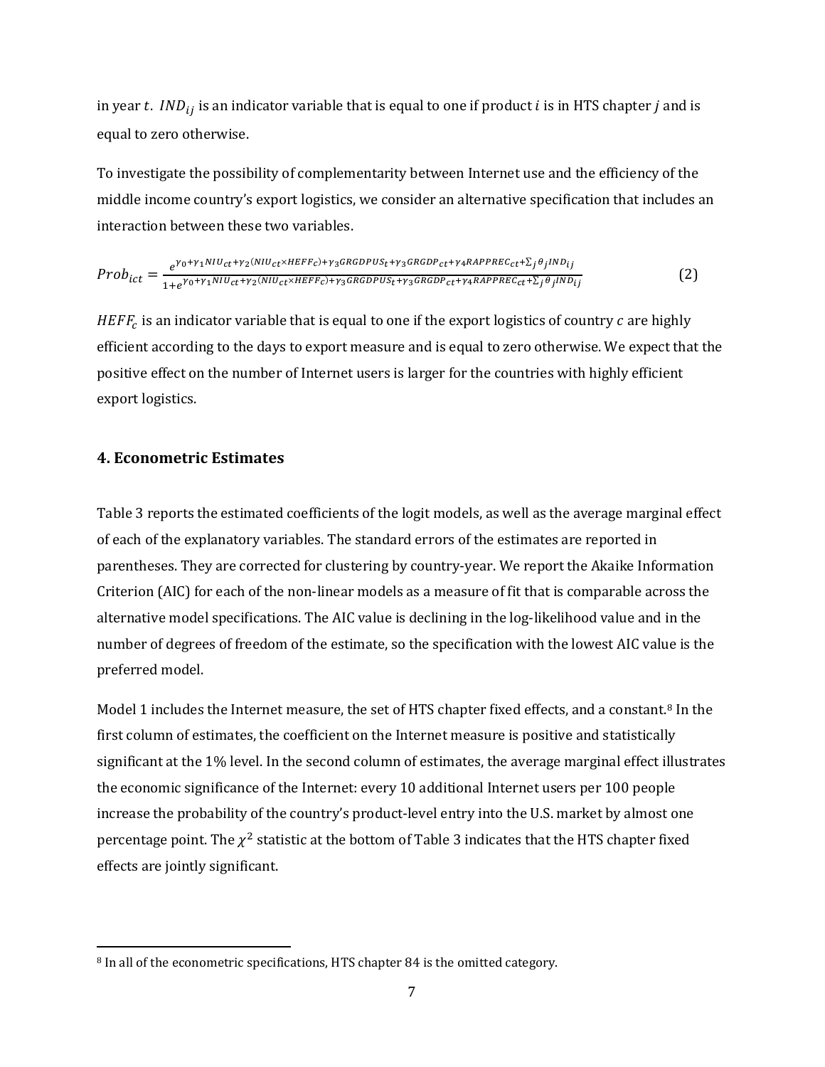in year $t$. $IND_{ij}$ is an indicator variable that is equal to one if product $i$ is in HTS chapter $j$ and is equal to zero otherwise.

To investigate the possibility of complementarity between Internet use and the efficiency of the middle income country's export logistics, we consider an alternative specification that includes an interaction between these two variables.

$$Prob_{ict} = \frac{e^{\gamma_0+\gamma_1 NIU_{ct}+\gamma_2(NIU_{ct}\times HEFF_c)+\gamma_3 GRGDPUS_t+\gamma_3 GRGDP_{ct}+\gamma_4 RAPPREC_{ct}+\sum_j \theta_j IND_{ij}}}{1+e^{\gamma_0+\gamma_1 NIU_{ct}+\gamma_2(NIU_{ct}\times HEFF_c)+\gamma_3 GRGDPUS_t+\gamma_3 GRGDP_{ct}+\gamma_4 RAPPREC_{ct}+\sum_j \theta_j IND_{ij}}} \quad (2)$$

$HEFF_c$ is an indicator variable that is equal to one if the export logistics of country $c$ are highly efficient according to the days to export measure and is equal to zero otherwise. We expect that the positive effect on the number of Internet users is larger for the countries with highly efficient export logistics.

## 4. Econometric Estimates

Table 3 reports the estimated coefficients of the logit models, as well as the average marginal effect of each of the explanatory variables. The standard errors of the estimates are reported in parentheses. They are corrected for clustering by country-year. We report the Akaike Information Criterion (AIC) for each of the non-linear models as a measure of fit that is comparable across the alternative model specifications. The AIC value is declining in the log-likelihood value and in the number of degrees of freedom of the estimate, so the specification with the lowest AIC value is the preferred model.

Model 1 includes the Internet measure, the set of HTS chapter fixed effects, and a constant.[8] In the first column of estimates, the coefficient on the Internet measure is positive and statistically significant at the 1% level. In the second column of estimates, the average marginal effect illustrates the economic significance of the Internet: every 10 additional Internet users per 100 people increase the probability of the country's product-level entry into the U.S. market by almost one percentage point. The $\chi^2$ statistic at the bottom of Table 3 indicates that the HTS chapter fixed effects are jointly significant.

[8] In all of the econometric specifications, HTS chapter 84 is the omitted category.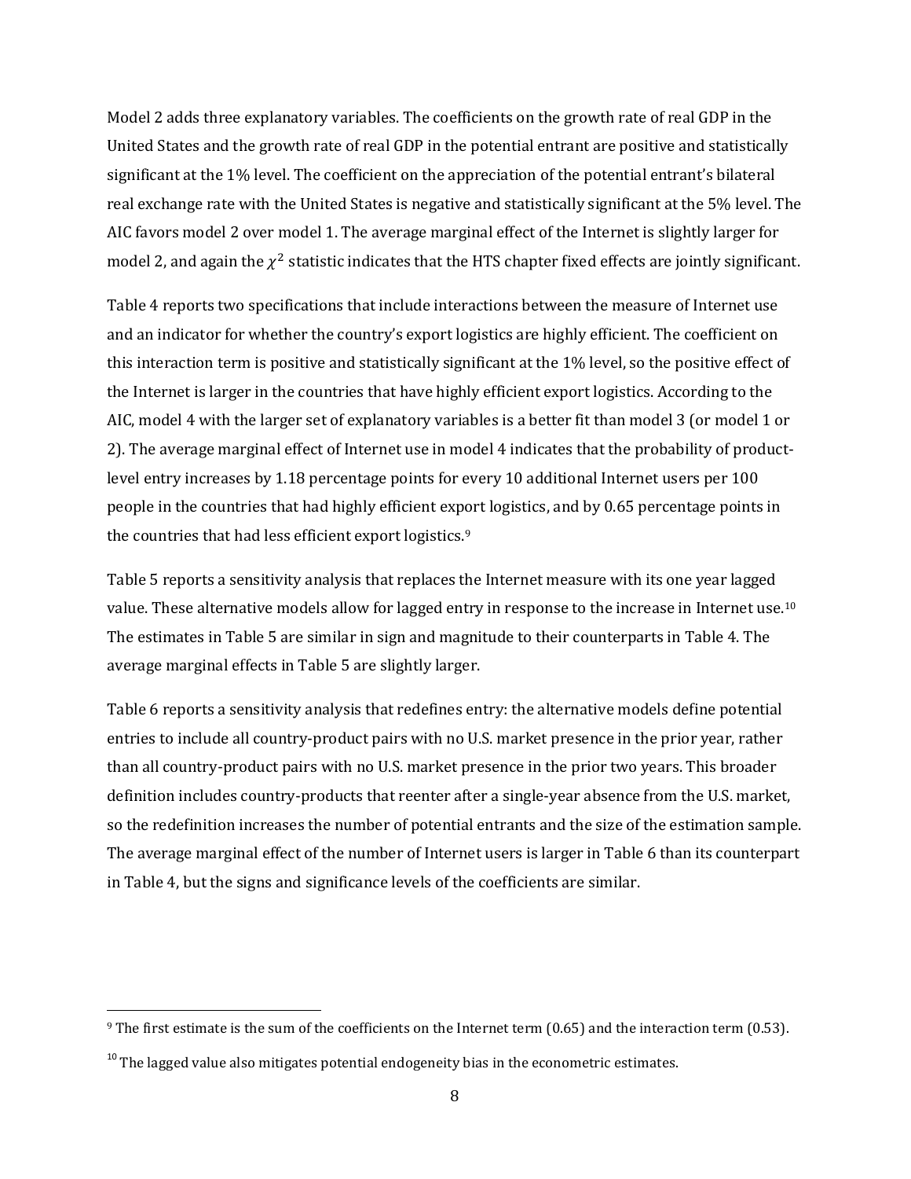Model 2 adds three explanatory variables. The coefficients on the growth rate of real GDP in the United States and the growth rate of real GDP in the potential entrant are positive and statistically significant at the 1% level. The coefficient on the appreciation of the potential entrant's bilateral real exchange rate with the United States is negative and statistically significant at the 5% level. The AIC favors model 2 over model 1. The average marginal effect of the Internet is slightly larger for model 2, and again the $\chi^2$ statistic indicates that the HTS chapter fixed effects are jointly significant.

Table 4 reports two specifications that include interactions between the measure of Internet use and an indicator for whether the country's export logistics are highly efficient. The coefficient on this interaction term is positive and statistically significant at the 1% level, so the positive effect of the Internet is larger in the countries that have highly efficient export logistics. According to the AIC, model 4 with the larger set of explanatory variables is a better fit than model 3 (or model 1 or 2). The average marginal effect of Internet use in model 4 indicates that the probability of product-level entry increases by 1.18 percentage points for every 10 additional Internet users per 100 people in the countries that had highly efficient export logistics, and by 0.65 percentage points in the countries that had less efficient export logistics.[9]

Table 5 reports a sensitivity analysis that replaces the Internet measure with its one year lagged value. These alternative models allow for lagged entry in response to the increase in Internet use.[10] The estimates in Table 5 are similar in sign and magnitude to their counterparts in Table 4. The average marginal effects in Table 5 are slightly larger.

Table 6 reports a sensitivity analysis that redefines entry: the alternative models define potential entries to include all country-product pairs with no U.S. market presence in the prior year, rather than all country-product pairs with no U.S. market presence in the prior two years. This broader definition includes country-products that reenter after a single-year absence from the U.S. market, so the redefinition increases the number of potential entrants and the size of the estimation sample. The average marginal effect of the number of Internet users is larger in Table 6 than its counterpart in Table 4, but the signs and significance levels of the coefficients are similar.

---

[9] The first estimate is the sum of the coefficients on the Internet term (0.65) and the interaction term (0.53).

[10] The lagged value also mitigates potential endogeneity bias in the econometric estimates.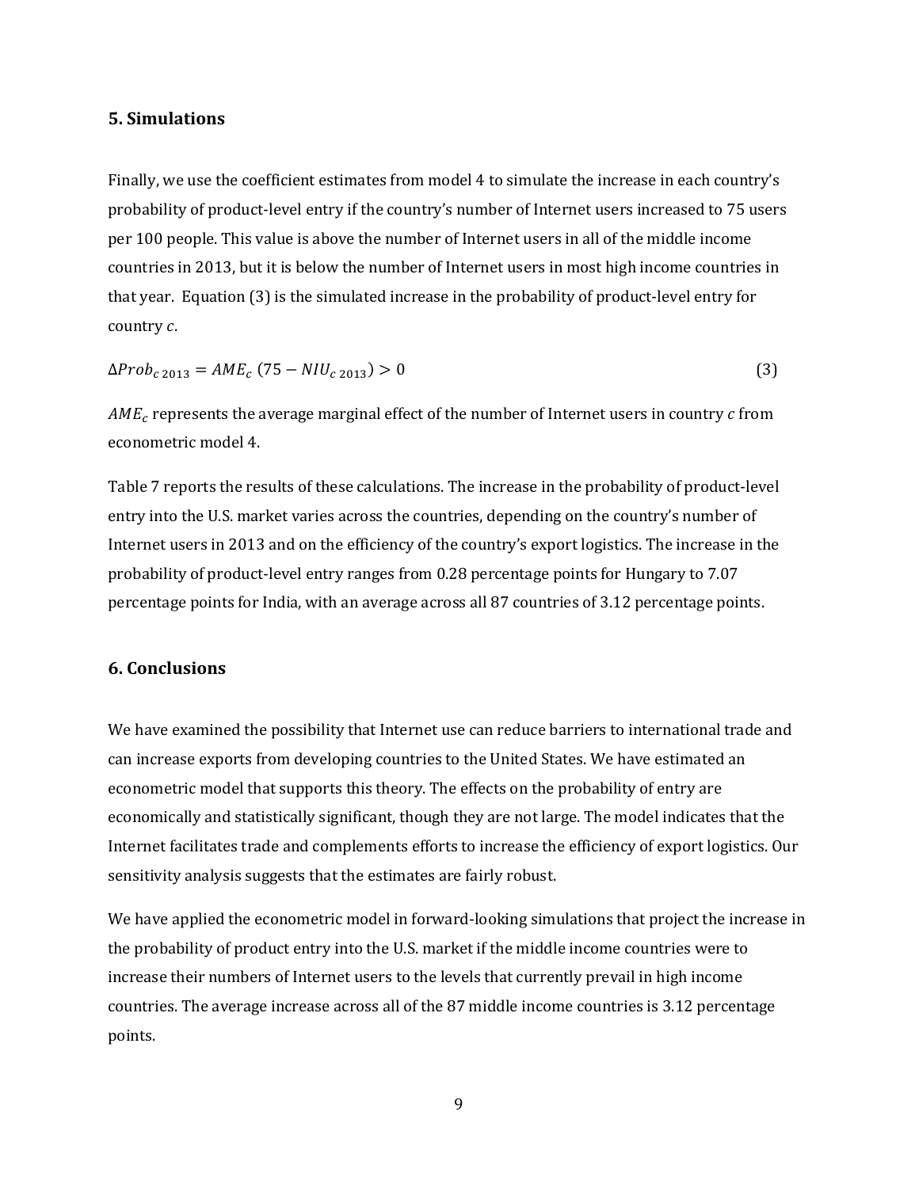## 5. Simulations

Finally, we use the coefficient estimates from model 4 to simulate the increase in each country's probability of product-level entry if the country's number of Internet users increased to 75 users per 100 people. This value is above the number of Internet users in all of the middle income countries in 2013, but it is below the number of Internet users in most high income countries in that year. Equation (3) is the simulated increase in the probability of product-level entry for country *c*.

$$\Delta Prob_{c\ 2013} = AME_c\ (75 - NIU_{c\ 2013}) > 0 \qquad (3)$$

$AME_c$ represents the average marginal effect of the number of Internet users in country *c* from econometric model 4.

Table 7 reports the results of these calculations. The increase in the probability of product-level entry into the U.S. market varies across the countries, depending on the country's number of Internet users in 2013 and on the efficiency of the country's export logistics. The increase in the probability of product-level entry ranges from 0.28 percentage points for Hungary to 7.07 percentage points for India, with an average across all 87 countries of 3.12 percentage points.

## 6. Conclusions

We have examined the possibility that Internet use can reduce barriers to international trade and can increase exports from developing countries to the United States. We have estimated an econometric model that supports this theory. The effects on the probability of entry are economically and statistically significant, though they are not large. The model indicates that the Internet facilitates trade and complements efforts to increase the efficiency of export logistics. Our sensitivity analysis suggests that the estimates are fairly robust.

We have applied the econometric model in forward-looking simulations that project the increase in the probability of product entry into the U.S. market if the middle income countries were to increase their numbers of Internet users to the levels that currently prevail in high income countries. The average increase across all of the 87 middle income countries is 3.12 percentage points.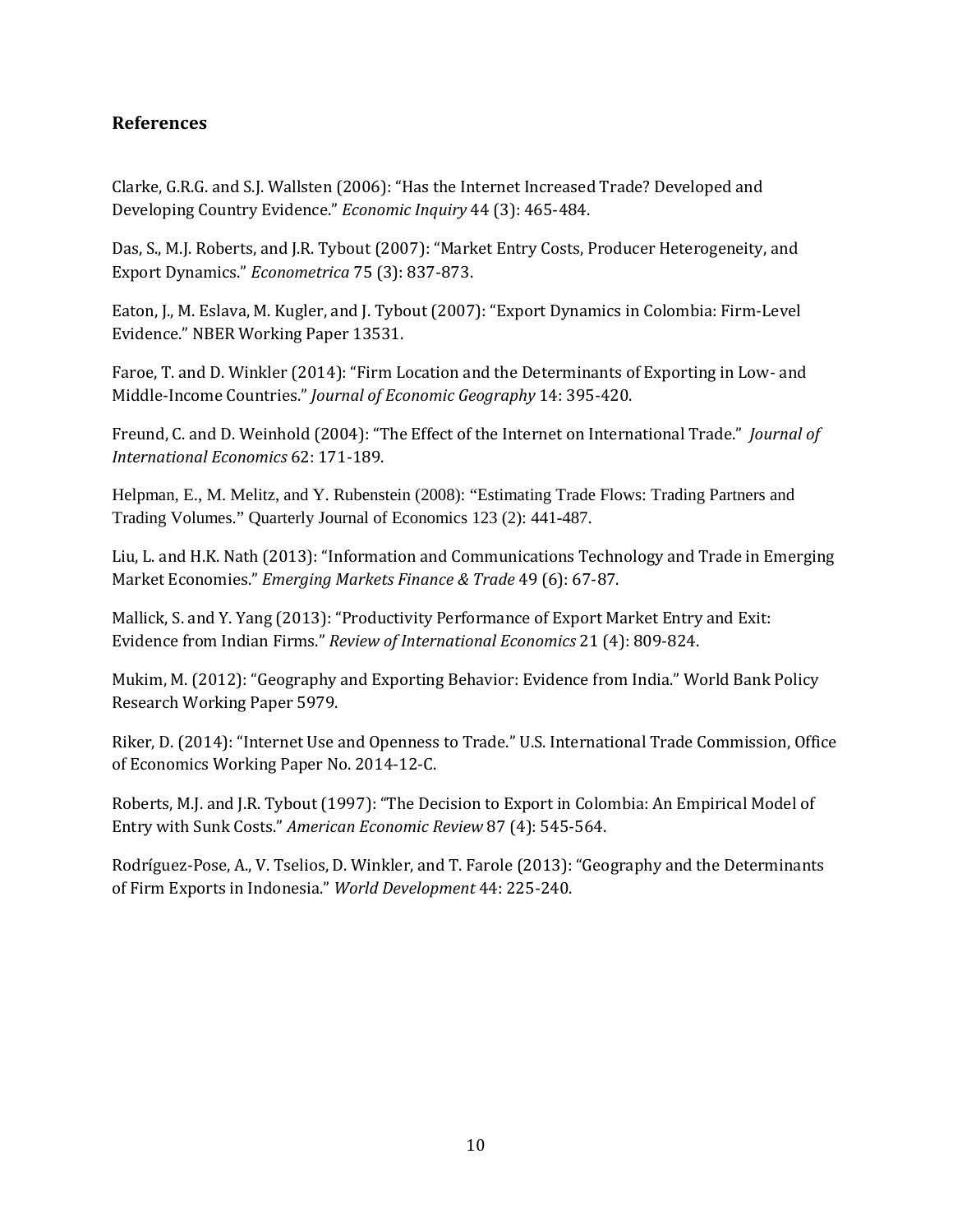## References

Clarke, G.R.G. and S.J. Wallsten (2006): "Has the Internet Increased Trade? Developed and Developing Country Evidence." *Economic Inquiry* 44 (3): 465-484.

Das, S., M.J. Roberts, and J.R. Tybout (2007): "Market Entry Costs, Producer Heterogeneity, and Export Dynamics." *Econometrica* 75 (3): 837-873.

Eaton, J., M. Eslava, M. Kugler, and J. Tybout (2007): "Export Dynamics in Colombia: Firm-Level Evidence." NBER Working Paper 13531.

Faroe, T. and D. Winkler (2014): "Firm Location and the Determinants of Exporting in Low- and Middle-Income Countries." *Journal of Economic Geography* 14: 395-420.

Freund, C. and D. Weinhold (2004): "The Effect of the Internet on International Trade." *Journal of International Economics* 62: 171-189.

Helpman, E., M. Melitz, and Y. Rubenstein (2008): "Estimating Trade Flows: Trading Partners and Trading Volumes." Quarterly Journal of Economics 123 (2): 441-487.

Liu, L. and H.K. Nath (2013): "Information and Communications Technology and Trade in Emerging Market Economies." *Emerging Markets Finance & Trade* 49 (6): 67-87.

Mallick, S. and Y. Yang (2013): "Productivity Performance of Export Market Entry and Exit: Evidence from Indian Firms." *Review of International Economics* 21 (4): 809-824.

Mukim, M. (2012): "Geography and Exporting Behavior: Evidence from India." World Bank Policy Research Working Paper 5979.

Riker, D. (2014): "Internet Use and Openness to Trade." U.S. International Trade Commission, Office of Economics Working Paper No. 2014-12-C.

Roberts, M.J. and J.R. Tybout (1997): "The Decision to Export in Colombia: An Empirical Model of Entry with Sunk Costs." *American Economic Review* 87 (4): 545-564.

Rodríguez-Pose, A., V. Tselios, D. Winkler, and T. Farole (2013): "Geography and the Determinants of Firm Exports in Indonesia." *World Development* 44: 225-240.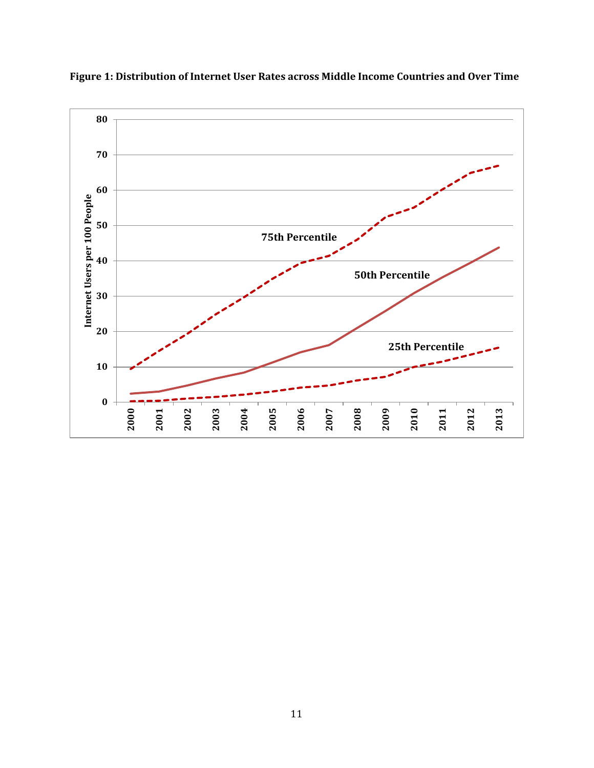**Figure 1: Distribution of Internet User Rates across Middle Income Countries and Over Time**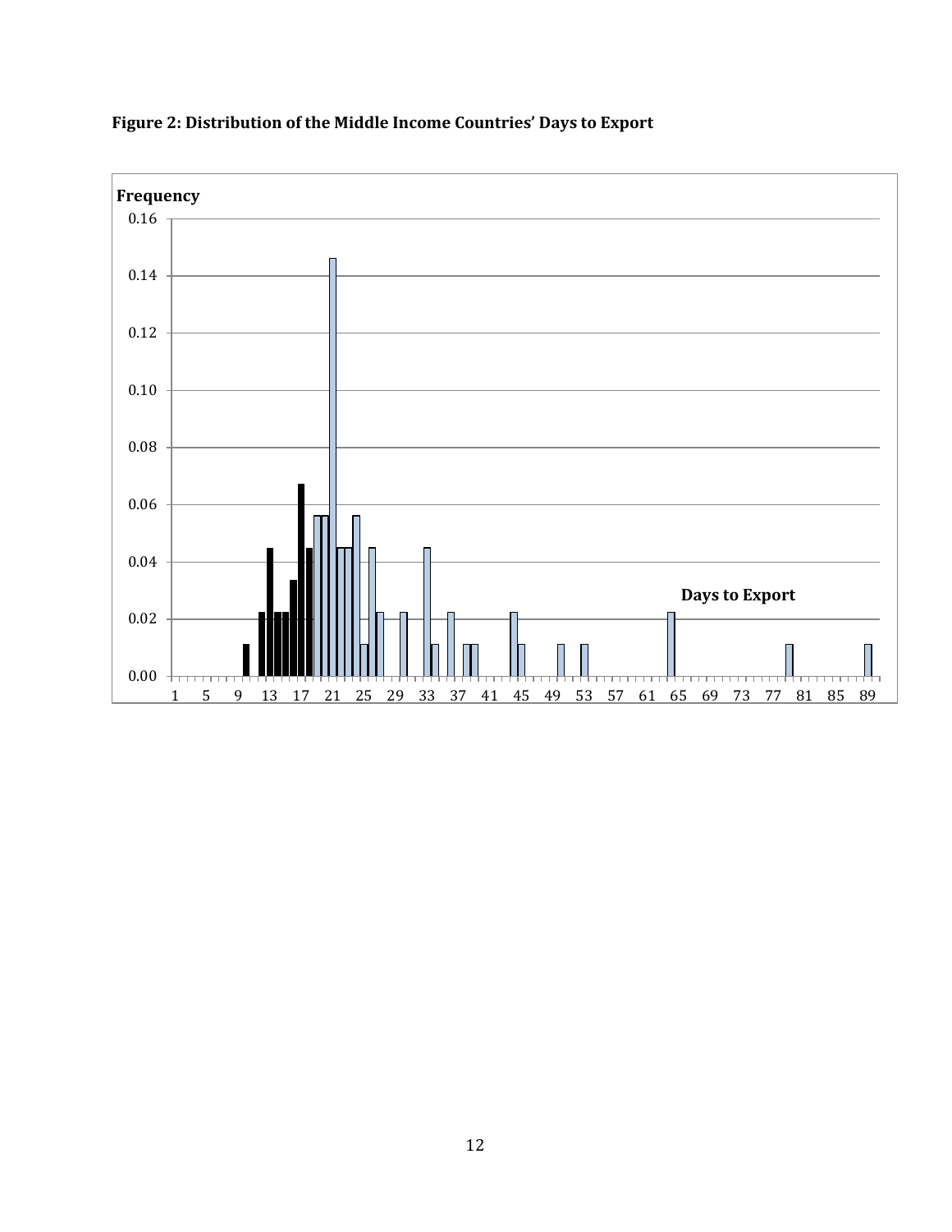**Figure 2: Distribution of the Middle Income Countries' Days to Export**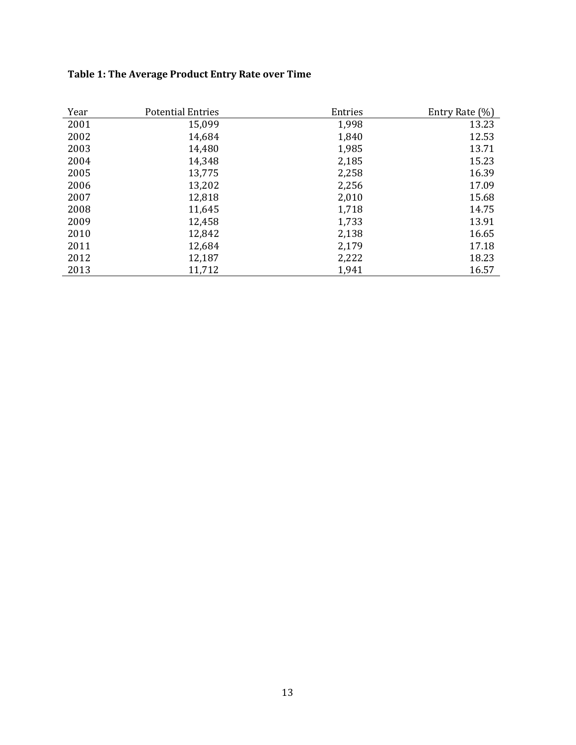**Table 1: The Average Product Entry Rate over Time**

| Year | Potential Entries | Entries | Entry Rate (%) |
|---|---|---|---|
| 2001 | 15,099 | 1,998 | 13.23 |
| 2002 | 14,684 | 1,840 | 12.53 |
| 2003 | 14,480 | 1,985 | 13.71 |
| 2004 | 14,348 | 2,185 | 15.23 |
| 2005 | 13,775 | 2,258 | 16.39 |
| 2006 | 13,202 | 2,256 | 17.09 |
| 2007 | 12,818 | 2,010 | 15.68 |
| 2008 | 11,645 | 1,718 | 14.75 |
| 2009 | 12,458 | 1,733 | 13.91 |
| 2010 | 12,842 | 2,138 | 16.65 |
| 2011 | 12,684 | 2,179 | 17.18 |
| 2012 | 12,187 | 2,222 | 18.23 |
| 2013 | 11,712 | 1,941 | 16.57 |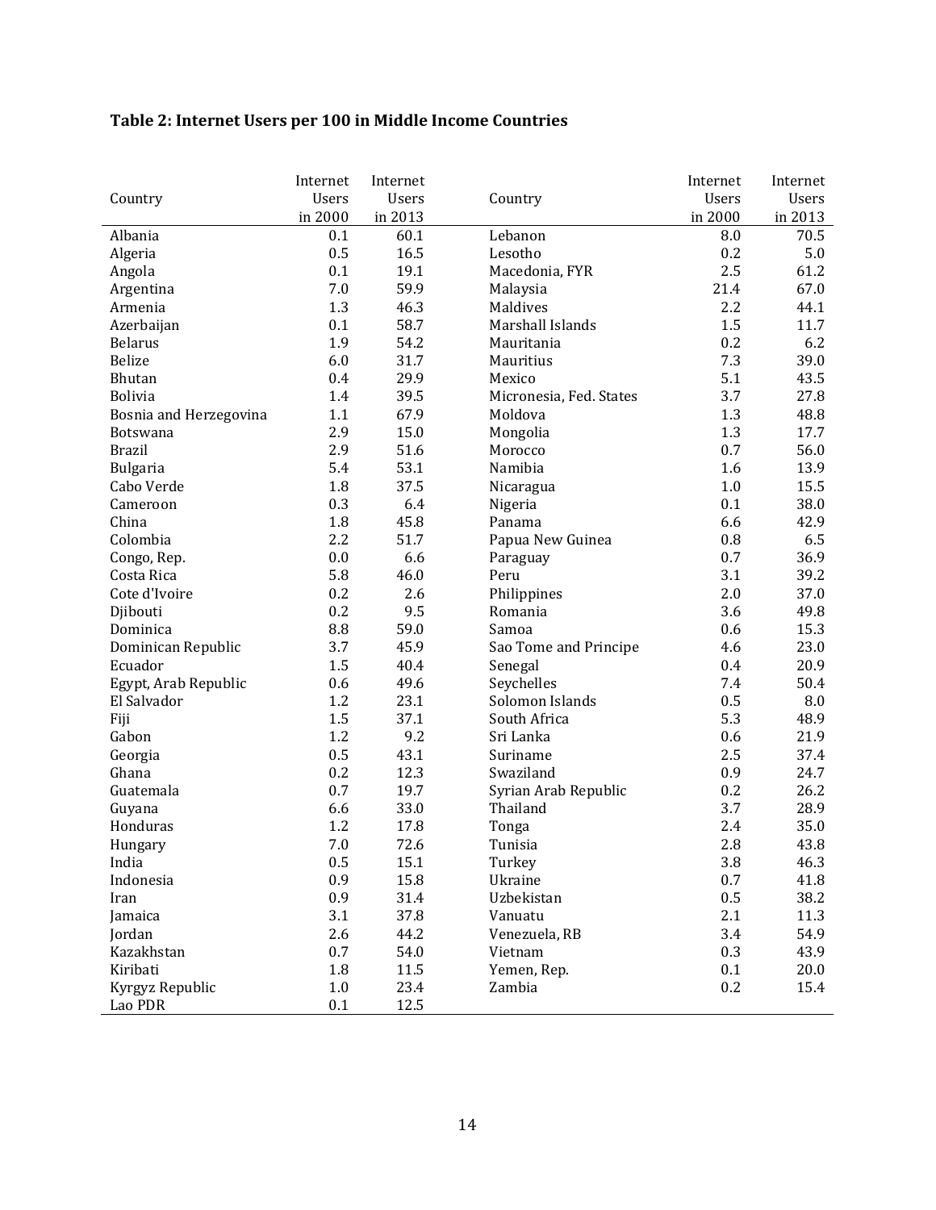### Table 2: Internet Users per 100 in Middle Income Countries

| Country | Internet Users in 2000 | Internet Users in 2013 | Country | Internet Users in 2000 | Internet Users in 2013 |
|---|---|---|---|---|---|
| Albania | 0.1 | 60.1 | Lebanon | 8.0 | 70.5 |
| Algeria | 0.5 | 16.5 | Lesotho | 0.2 | 5.0 |
| Angola | 0.1 | 19.1 | Macedonia, FYR | 2.5 | 61.2 |
| Argentina | 7.0 | 59.9 | Malaysia | 21.4 | 67.0 |
| Armenia | 1.3 | 46.3 | Maldives | 2.2 | 44.1 |
| Azerbaijan | 0.1 | 58.7 | Marshall Islands | 1.5 | 11.7 |
| Belarus | 1.9 | 54.2 | Mauritania | 0.2 | 6.2 |
| Belize | 6.0 | 31.7 | Mauritius | 7.3 | 39.0 |
| Bhutan | 0.4 | 29.9 | Mexico | 5.1 | 43.5 |
| Bolivia | 1.4 | 39.5 | Micronesia, Fed. States | 3.7 | 27.8 |
| Bosnia and Herzegovina | 1.1 | 67.9 | Moldova | 1.3 | 48.8 |
| Botswana | 2.9 | 15.0 | Mongolia | 1.3 | 17.7 |
| Brazil | 2.9 | 51.6 | Morocco | 0.7 | 56.0 |
| Bulgaria | 5.4 | 53.1 | Namibia | 1.6 | 13.9 |
| Cabo Verde | 1.8 | 37.5 | Nicaragua | 1.0 | 15.5 |
| Cameroon | 0.3 | 6.4 | Nigeria | 0.1 | 38.0 |
| China | 1.8 | 45.8 | Panama | 6.6 | 42.9 |
| Colombia | 2.2 | 51.7 | Papua New Guinea | 0.8 | 6.5 |
| Congo, Rep. | 0.0 | 6.6 | Paraguay | 0.7 | 36.9 |
| Costa Rica | 5.8 | 46.0 | Peru | 3.1 | 39.2 |
| Cote d'Ivoire | 0.2 | 2.6 | Philippines | 2.0 | 37.0 |
| Djibouti | 0.2 | 9.5 | Romania | 3.6 | 49.8 |
| Dominica | 8.8 | 59.0 | Samoa | 0.6 | 15.3 |
| Dominican Republic | 3.7 | 45.9 | Sao Tome and Principe | 4.6 | 23.0 |
| Ecuador | 1.5 | 40.4 | Senegal | 0.4 | 20.9 |
| Egypt, Arab Republic | 0.6 | 49.6 | Seychelles | 7.4 | 50.4 |
| El Salvador | 1.2 | 23.1 | Solomon Islands | 0.5 | 8.0 |
| Fiji | 1.5 | 37.1 | South Africa | 5.3 | 48.9 |
| Gabon | 1.2 | 9.2 | Sri Lanka | 0.6 | 21.9 |
| Georgia | 0.5 | 43.1 | Suriname | 2.5 | 37.4 |
| Ghana | 0.2 | 12.3 | Swaziland | 0.9 | 24.7 |
| Guatemala | 0.7 | 19.7 | Syrian Arab Republic | 0.2 | 26.2 |
| Guyana | 6.6 | 33.0 | Thailand | 3.7 | 28.9 |
| Honduras | 1.2 | 17.8 | Tonga | 2.4 | 35.0 |
| Hungary | 7.0 | 72.6 | Tunisia | 2.8 | 43.8 |
| India | 0.5 | 15.1 | Turkey | 3.8 | 46.3 |
| Indonesia | 0.9 | 15.8 | Ukraine | 0.7 | 41.8 |
| Iran | 0.9 | 31.4 | Uzbekistan | 0.5 | 38.2 |
| Jamaica | 3.1 | 37.8 | Vanuatu | 2.1 | 11.3 |
| Jordan | 2.6 | 44.2 | Venezuela, RB | 3.4 | 54.9 |
| Kazakhstan | 0.7 | 54.0 | Vietnam | 0.3 | 43.9 |
| Kiribati | 1.8 | 11.5 | Yemen, Rep. | 0.1 | 20.0 |
| Kyrgyz Republic | 1.0 | 23.4 | Zambia | 0.2 | 15.4 |
| Lao PDR | 0.1 | 12.5 | | | |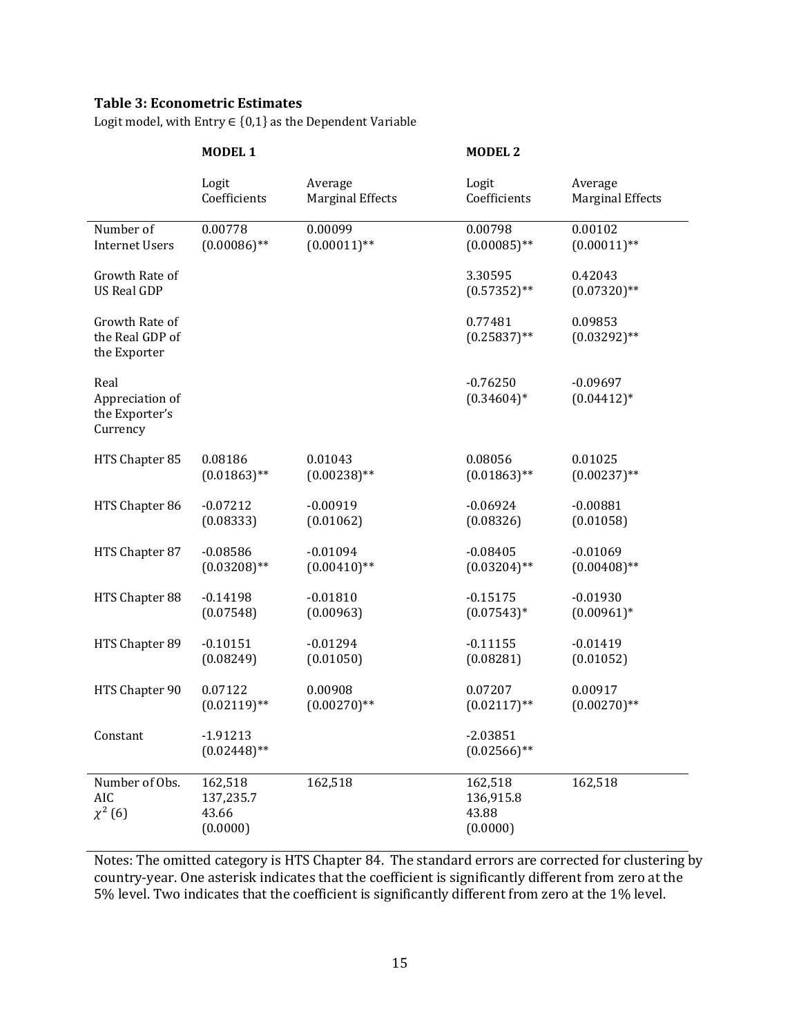**Table 3: Econometric Estimates**

Logit model, with Entry $\in \{0,1\}$ as the Dependent Variable

| | **MODEL 1** | | **MODEL 2** | |
|---|---|---|---|---|
| | Logit Coefficients | Average Marginal Effects | Logit Coefficients | Average Marginal Effects |
| Number of Internet Users | 0.00778 (0.00086)** | 0.00099 (0.00011)** | 0.00798 (0.00085)** | 0.00102 (0.00011)** |
| Growth Rate of US Real GDP | | | 3.30595 (0.57352)** | 0.42043 (0.07320)** |
| Growth Rate of the Real GDP of the Exporter | | | 0.77481 (0.25837)** | 0.09853 (0.03292)** |
| Real Appreciation of the Exporter's Currency | | | -0.76250 (0.34604)* | -0.09697 (0.04412)* |
| HTS Chapter 85 | 0.08186 (0.01863)** | 0.01043 (0.00238)** | 0.08056 (0.01863)** | 0.01025 (0.00237)** |
| HTS Chapter 86 | -0.07212 (0.08333) | -0.00919 (0.01062) | -0.06924 (0.08326) | -0.00881 (0.01058) |
| HTS Chapter 87 | -0.08586 (0.03208)** | -0.01094 (0.00410)** | -0.08405 (0.03204)** | -0.01069 (0.00408)** |
| HTS Chapter 88 | -0.14198 (0.07548) | -0.01810 (0.00963) | -0.15175 (0.07543)* | -0.01930 (0.00961)* |
| HTS Chapter 89 | -0.10151 (0.08249) | -0.01294 (0.01050) | -0.11155 (0.08281) | -0.01419 (0.01052) |
| HTS Chapter 90 | 0.07122 (0.02119)** | 0.00908 (0.00270)** | 0.07207 (0.02117)** | 0.00917 (0.00270)** |
| Constant | -1.91213 (0.02448)** | | -2.03851 (0.02566)** | |
| Number of Obs. | 162,518 | 162,518 | 162,518 | 162,518 |
| AIC | 137,235.7 | | 136,915.8 | |
| $\chi^2$ (6) | 43.66 (0.0000) | | 43.88 (0.0000) | |

Notes: The omitted category is HTS Chapter 84. The standard errors are corrected for clustering by country-year. One asterisk indicates that the coefficient is significantly different from zero at the 5% level. Two indicates that the coefficient is significantly different from zero at the 1% level.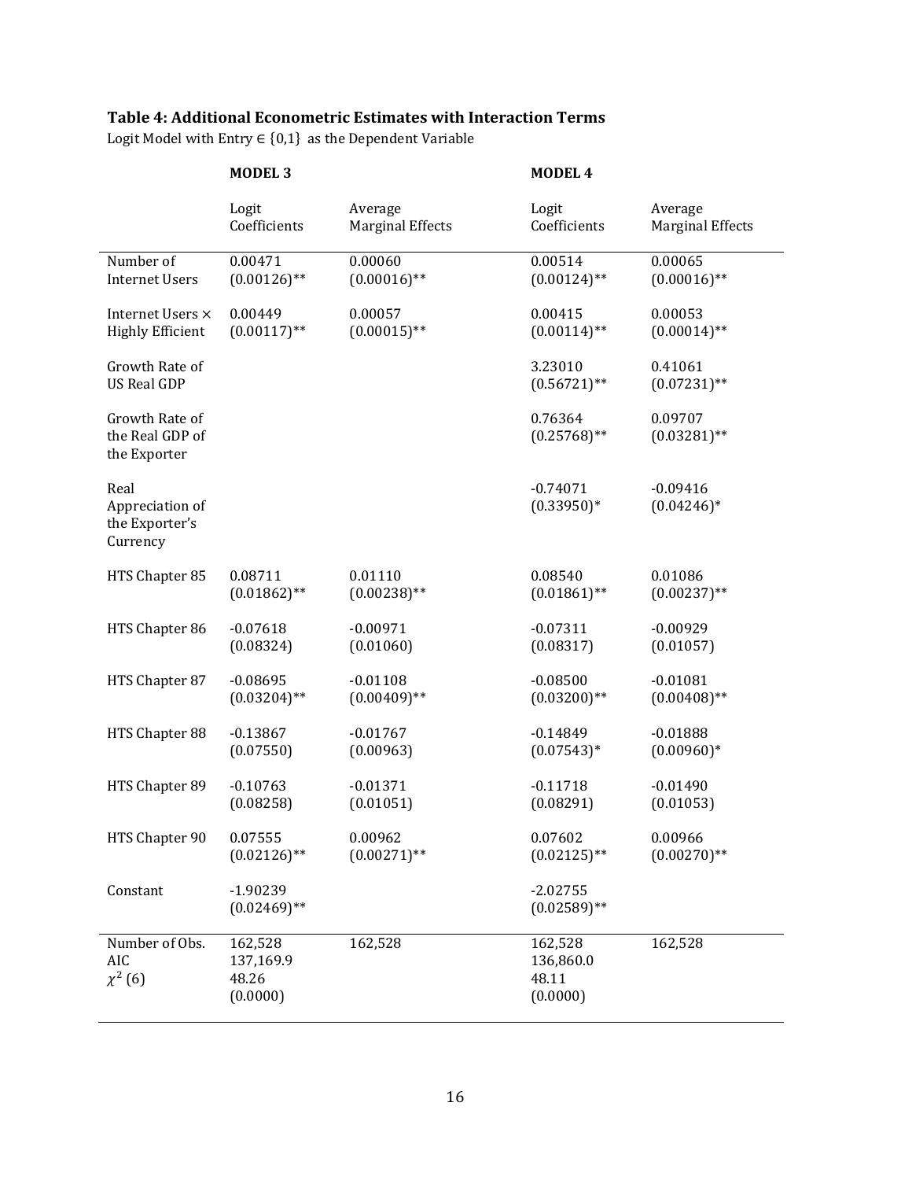**Table 4: Additional Econometric Estimates with Interaction Terms**

Logit Model with Entry $\in \{0,1\}$ as the Dependent Variable

| | **MODEL 3** | | **MODEL 4** | |
|---|---|---|---|---|
| | Logit Coefficients | Average Marginal Effects | Logit Coefficients | Average Marginal Effects |
| Number of Internet Users | 0.00471 (0.00126)** | 0.00060 (0.00016)** | 0.00514 (0.00124)** | 0.00065 (0.00016)** |
| Internet Users × Highly Efficient | 0.00449 (0.00117)** | 0.00057 (0.00015)** | 0.00415 (0.00114)** | 0.00053 (0.00014)** |
| Growth Rate of US Real GDP | | | 3.23010 (0.56721)** | 0.41061 (0.07231)** |
| Growth Rate of the Real GDP of the Exporter | | | 0.76364 (0.25768)** | 0.09707 (0.03281)** |
| Real Appreciation of the Exporter's Currency | | | -0.74071 (0.33950)* | -0.09416 (0.04246)* |
| HTS Chapter 85 | 0.08711 (0.01862)** | 0.01110 (0.00238)** | 0.08540 (0.01861)** | 0.01086 (0.00237)** |
| HTS Chapter 86 | -0.07618 (0.08324) | -0.00971 (0.01060) | -0.07311 (0.08317) | -0.00929 (0.01057) |
| HTS Chapter 87 | -0.08695 (0.03204)** | -0.01108 (0.00409)** | -0.08500 (0.03200)** | -0.01081 (0.00408)** |
| HTS Chapter 88 | -0.13867 (0.07550) | -0.01767 (0.00963) | -0.14849 (0.07543)* | -0.01888 (0.00960)* |
| HTS Chapter 89 | -0.10763 (0.08258) | -0.01371 (0.01051) | -0.11718 (0.08291) | -0.01490 (0.01053) |
| HTS Chapter 90 | 0.07555 (0.02126)** | 0.00962 (0.00271)** | 0.07602 (0.02125)** | 0.00966 (0.00270)** |
| Constant | -1.90239 (0.02469)** | | -2.02755 (0.02589)** | |
| Number of Obs. | 162,528 | 162,528 | 162,528 | 162,528 |
| AIC | 137,169.9 | | 136,860.0 | |
| $\chi^2$ (6) | 48.26 (0.0000) | | 48.11 (0.0000) | |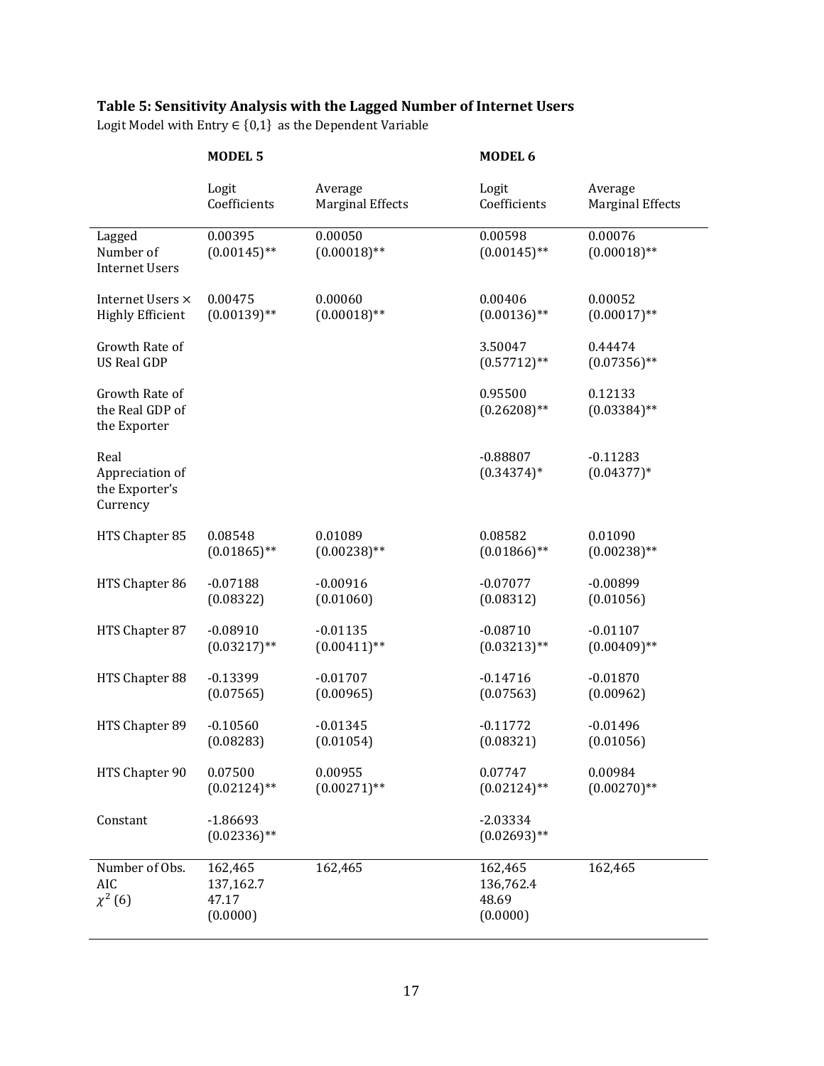**Table 5: Sensitivity Analysis with the Lagged Number of Internet Users**

Logit Model with Entry $\in \{0,1\}$ as the Dependent Variable

| | **MODEL 5** | | **MODEL 6** | |
|---|---|---|---|---|
| | Logit Coefficients | Average Marginal Effects | Logit Coefficients | Average Marginal Effects |
| Lagged Number of Internet Users | 0.00395 (0.00145)** | 0.00050 (0.00018)** | 0.00598 (0.00145)** | 0.00076 (0.00018)** |
| Internet Users × Highly Efficient | 0.00475 (0.00139)** | 0.00060 (0.00018)** | 0.00406 (0.00136)** | 0.00052 (0.00017)** |
| Growth Rate of US Real GDP | | | 3.50047 (0.57712)** | 0.44474 (0.07356)** |
| Growth Rate of the Real GDP of the Exporter | | | 0.95500 (0.26208)** | 0.12133 (0.03384)** |
| Real Appreciation of the Exporter's Currency | | | -0.88807 (0.34374)* | -0.11283 (0.04377)* |
| HTS Chapter 85 | 0.08548 (0.01865)** | 0.01089 (0.00238)** | 0.08582 (0.01866)** | 0.01090 (0.00238)** |
| HTS Chapter 86 | -0.07188 (0.08322) | -0.00916 (0.01060) | -0.07077 (0.08312) | -0.00899 (0.01056) |
| HTS Chapter 87 | -0.08910 (0.03217)** | -0.01135 (0.00411)** | -0.08710 (0.03213)** | -0.01107 (0.00409)** |
| HTS Chapter 88 | -0.13399 (0.07565) | -0.01707 (0.00965) | -0.14716 (0.07563) | -0.01870 (0.00962) |
| HTS Chapter 89 | -0.10560 (0.08283) | -0.01345 (0.01054) | -0.11772 (0.08321) | -0.01496 (0.01056) |
| HTS Chapter 90 | 0.07500 (0.02124)** | 0.00955 (0.00271)** | 0.07747 (0.02124)** | 0.00984 (0.00270)** |
| Constant | -1.86693 (0.02336)** | | -2.03334 (0.02693)** | |
| Number of Obs. | 162,465 | 162,465 | 162,465 | 162,465 |
| AIC | 137,162.7 | | 136,762.4 | |
| $\chi^2$ (6) | 47.17 (0.0000) | | 48.69 (0.0000) | |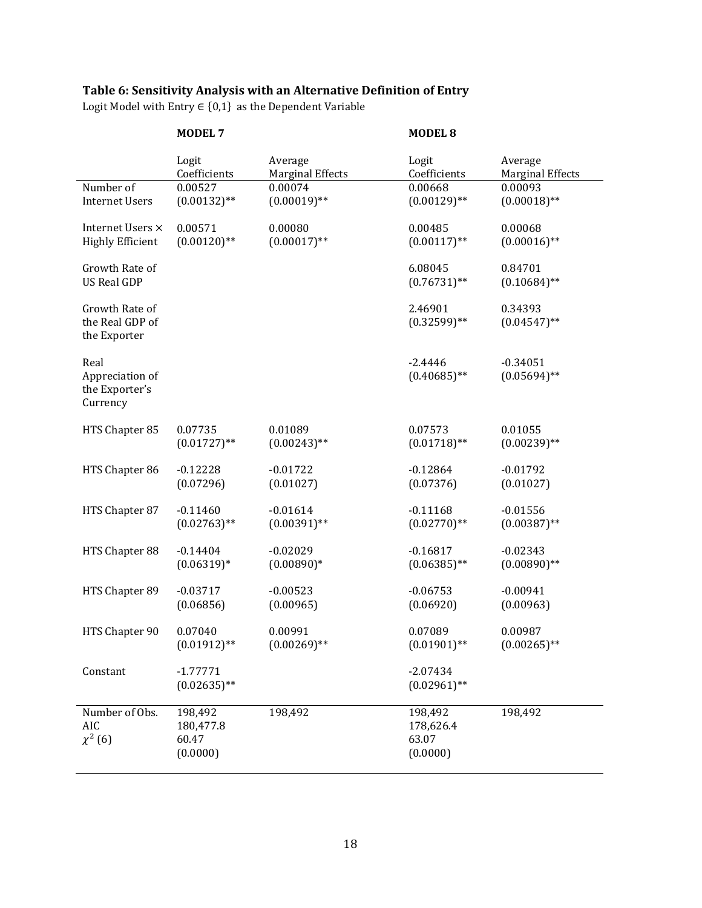**Table 6: Sensitivity Analysis with an Alternative Definition of Entry**

Logit Model with Entry $\in \{0,1\}$ as the Dependent Variable

| | **MODEL 7** | | **MODEL 8** | |
|---|---|---|---|---|
| | Logit Coefficients | Average Marginal Effects | Logit Coefficients | Average Marginal Effects |
| Number of Internet Users | 0.00527 (0.00132)** | 0.00074 (0.00019)** | 0.00668 (0.00129)** | 0.00093 (0.00018)** |
| Internet Users × Highly Efficient | 0.00571 (0.00120)** | 0.00080 (0.00017)** | 0.00485 (0.00117)** | 0.00068 (0.00016)** |
| Growth Rate of US Real GDP | | | 6.08045 (0.76731)** | 0.84701 (0.10684)** |
| Growth Rate of the Real GDP of the Exporter | | | 2.46901 (0.32599)** | 0.34393 (0.04547)** |
| Real Appreciation of the Exporter's Currency | | | -2.4446 (0.40685)** | -0.34051 (0.05694)** |
| HTS Chapter 85 | 0.07735 (0.01727)** | 0.01089 (0.00243)** | 0.07573 (0.01718)** | 0.01055 (0.00239)** |
| HTS Chapter 86 | -0.12228 (0.07296) | -0.01722 (0.01027) | -0.12864 (0.07376) | -0.01792 (0.01027) |
| HTS Chapter 87 | -0.11460 (0.02763)** | -0.01614 (0.00391)** | -0.11168 (0.02770)** | -0.01556 (0.00387)** |
| HTS Chapter 88 | -0.14404 (0.06319)* | -0.02029 (0.00890)* | -0.16817 (0.06385)** | -0.02343 (0.00890)** |
| HTS Chapter 89 | -0.03717 (0.06856) | -0.00523 (0.00965) | -0.06753 (0.06920) | -0.00941 (0.00963) |
| HTS Chapter 90 | 0.07040 (0.01912)** | 0.00991 (0.00269)** | 0.07089 (0.01901)** | 0.00987 (0.00265)** |
| Constant | -1.77771 (0.02635)** | | -2.07434 (0.02961)** | |
| Number of Obs. | 198,492 | 198,492 | 198,492 | 198,492 |
| AIC | 180,477.8 | | 178,626.4 | |
| $\chi^2$ (6) | 60.47 (0.0000) | | 63.07 (0.0000) | |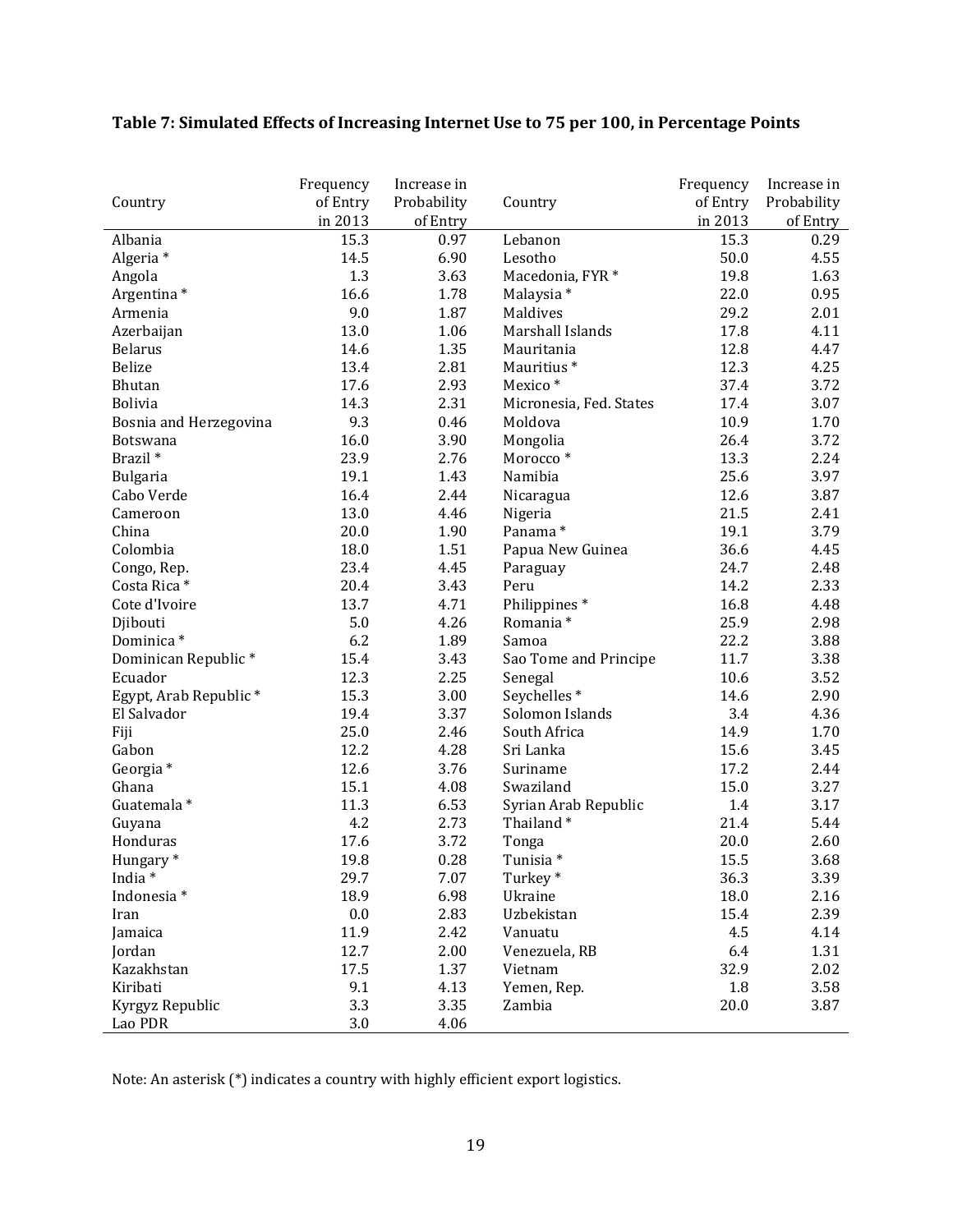**Table 7: Simulated Effects of Increasing Internet Use to 75 per 100, in Percentage Points**

| Country | Frequency of Entry in 2013 | Increase in Probability of Entry | Country | Frequency of Entry in 2013 | Increase in Probability of Entry |
|---|---|---|---|---|---|
| Albania | 15.3 | 0.97 | Lebanon | 15.3 | 0.29 |
| Algeria * | 14.5 | 6.90 | Lesotho | 50.0 | 4.55 |
| Angola | 1.3 | 3.63 | Macedonia, FYR * | 19.8 | 1.63 |
| Argentina * | 16.6 | 1.78 | Malaysia * | 22.0 | 0.95 |
| Armenia | 9.0 | 1.87 | Maldives | 29.2 | 2.01 |
| Azerbaijan | 13.0 | 1.06 | Marshall Islands | 17.8 | 4.11 |
| Belarus | 14.6 | 1.35 | Mauritania | 12.8 | 4.47 |
| Belize | 13.4 | 2.81 | Mauritius * | 12.3 | 4.25 |
| Bhutan | 17.6 | 2.93 | Mexico * | 37.4 | 3.72 |
| Bolivia | 14.3 | 2.31 | Micronesia, Fed. States | 17.4 | 3.07 |
| Bosnia and Herzegovina | 9.3 | 0.46 | Moldova | 10.9 | 1.70 |
| Botswana | 16.0 | 3.90 | Mongolia | 26.4 | 3.72 |
| Brazil * | 23.9 | 2.76 | Morocco * | 13.3 | 2.24 |
| Bulgaria | 19.1 | 1.43 | Namibia | 25.6 | 3.97 |
| Cabo Verde | 16.4 | 2.44 | Nicaragua | 12.6 | 3.87 |
| Cameroon | 13.0 | 4.46 | Nigeria | 21.5 | 2.41 |
| China | 20.0 | 1.90 | Panama * | 19.1 | 3.79 |
| Colombia | 18.0 | 1.51 | Papua New Guinea | 36.6 | 4.45 |
| Congo, Rep. | 23.4 | 4.45 | Paraguay | 24.7 | 2.48 |
| Costa Rica * | 20.4 | 3.43 | Peru | 14.2 | 2.33 |
| Cote d'Ivoire | 13.7 | 4.71 | Philippines * | 16.8 | 4.48 |
| Djibouti | 5.0 | 4.26 | Romania * | 25.9 | 2.98 |
| Dominica * | 6.2 | 1.89 | Samoa | 22.2 | 3.88 |
| Dominican Republic * | 15.4 | 3.43 | Sao Tome and Principe | 11.7 | 3.38 |
| Ecuador | 12.3 | 2.25 | Senegal | 10.6 | 3.52 |
| Egypt, Arab Republic * | 15.3 | 3.00 | Seychelles * | 14.6 | 2.90 |
| El Salvador | 19.4 | 3.37 | Solomon Islands | 3.4 | 4.36 |
| Fiji | 25.0 | 2.46 | South Africa | 14.9 | 1.70 |
| Gabon | 12.2 | 4.28 | Sri Lanka | 15.6 | 3.45 |
| Georgia * | 12.6 | 3.76 | Suriname | 17.2 | 2.44 |
| Ghana | 15.1 | 4.08 | Swaziland | 15.0 | 3.27 |
| Guatemala * | 11.3 | 6.53 | Syrian Arab Republic | 1.4 | 3.17 |
| Guyana | 4.2 | 2.73 | Thailand * | 21.4 | 5.44 |
| Honduras | 17.6 | 3.72 | Tonga | 20.0 | 2.60 |
| Hungary * | 19.8 | 0.28 | Tunisia * | 15.5 | 3.68 |
| India * | 29.7 | 7.07 | Turkey * | 36.3 | 3.39 |
| Indonesia * | 18.9 | 6.98 | Ukraine | 18.0 | 2.16 |
| Iran | 0.0 | 2.83 | Uzbekistan | 15.4 | 2.39 |
| Jamaica | 11.9 | 2.42 | Vanuatu | 4.5 | 4.14 |
| Jordan | 12.7 | 2.00 | Venezuela, RB | 6.4 | 1.31 |
| Kazakhstan | 17.5 | 1.37 | Vietnam | 32.9 | 2.02 |
| Kiribati | 9.1 | 4.13 | Yemen, Rep. | 1.8 | 3.58 |
| Kyrgyz Republic | 3.3 | 3.35 | Zambia | 20.0 | 3.87 |
| Lao PDR | 3.0 | 4.06 | | | |

Note: An asterisk (*) indicates a country with highly efficient export logistics.